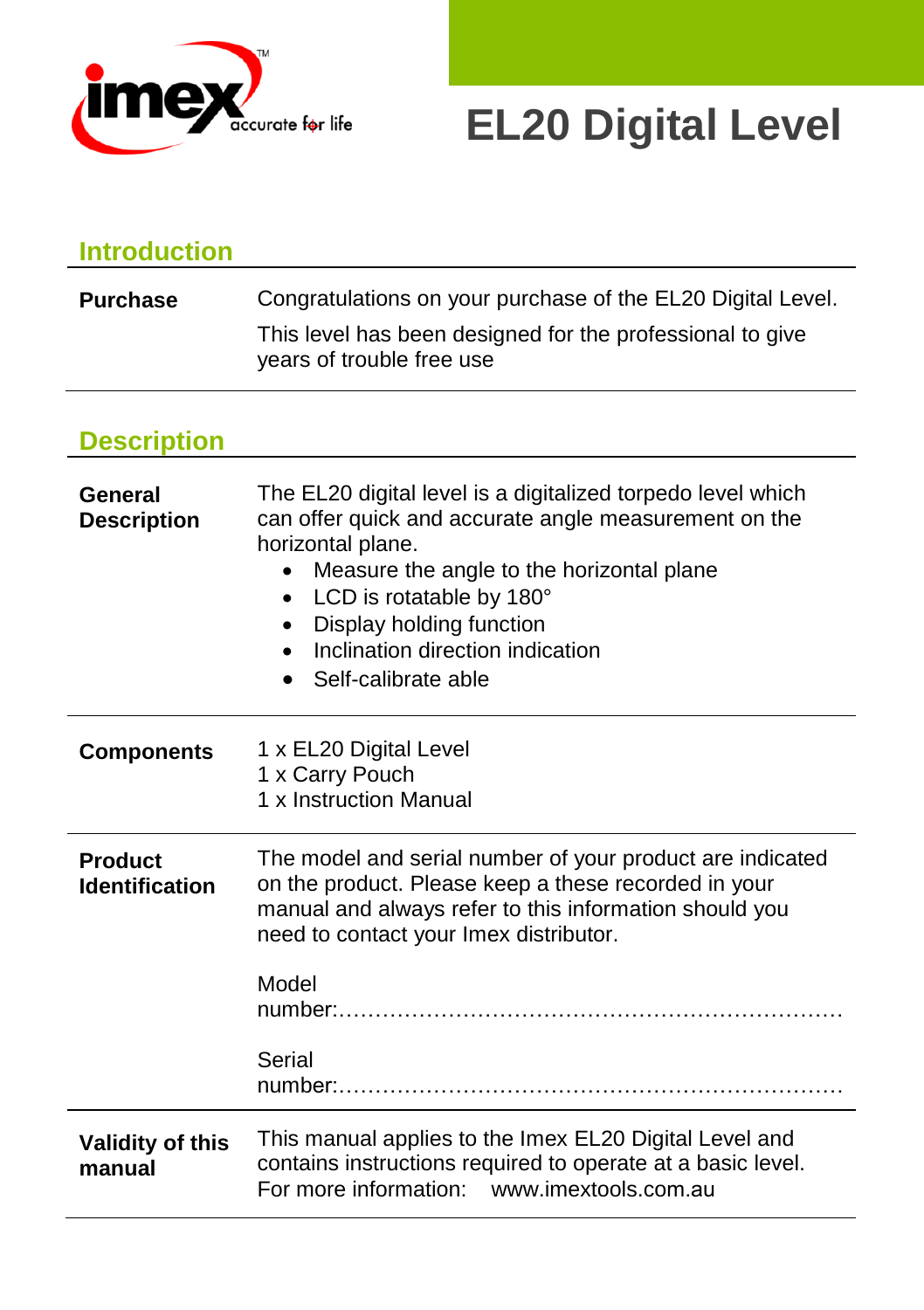# EL20 Digital Level

## Introduction

| | |
|---|---|
| **Purchase** | Congratulations on your purchase of the EL20 Digital Level.<br>This level has been designed for the professional to give years of trouble free use |

## Description

| | |
|---|---|
| **General Description** | The EL20 digital level is a digitalized torpedo level which can offer quick and accurate angle measurement on the horizontal plane.<br>• Measure the angle to the horizontal plane<br>• LCD is rotatable by 180°<br>• Display holding function<br>• Inclination direction indication<br>• Self-calibrate able |
| **Components** | 1 x EL20 Digital Level<br>1 x Carry Pouch<br>1 x Instruction Manual |
| **Product Identification** | The model and serial number of your product are indicated on the product. Please keep a these recorded in your manual and always refer to this information should you need to contact your Imex distributor.<br><br>Model number:………………………………………………………….<br><br>Serial number:…………………………………………………………. |
| **Validity of this manual** | This manual applies to the Imex EL20 Digital Level and contains instructions required to operate at a basic level.<br>For more information: www.imextools.com.au |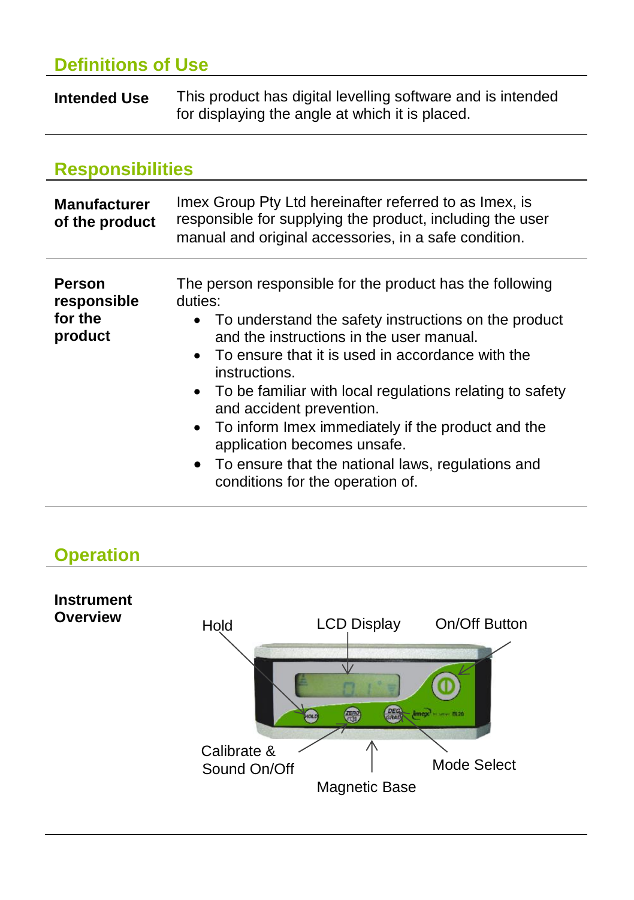## Definitions of Use

| | |
|---|---|
| **Intended Use** | This product has digital levelling software and is intended for displaying the angle at which it is placed. |

## Responsibilities

| | |
|---|---|
| **Manufacturer of the product** | Imex Group Pty Ltd hereinafter referred to as Imex, is responsible for supplying the product, including the user manual and original accessories, in a safe condition. |
| **Person responsible for the product** | The person responsible for the product has the following duties:<br>• To understand the safety instructions on the product and the instructions in the user manual.<br>• To ensure that it is used in accordance with the instructions.<br>• To be familiar with local regulations relating to safety and accident prevention.<br>• To inform Imex immediately if the product and the application becomes unsafe.<br>• To ensure that the national laws, regulations and conditions for the operation of. |

## Operation

**Instrument Overview**

Hold

LCD Display

On/Off Button

Calibrate & Sound On/Off

Magnetic Base

Mode Select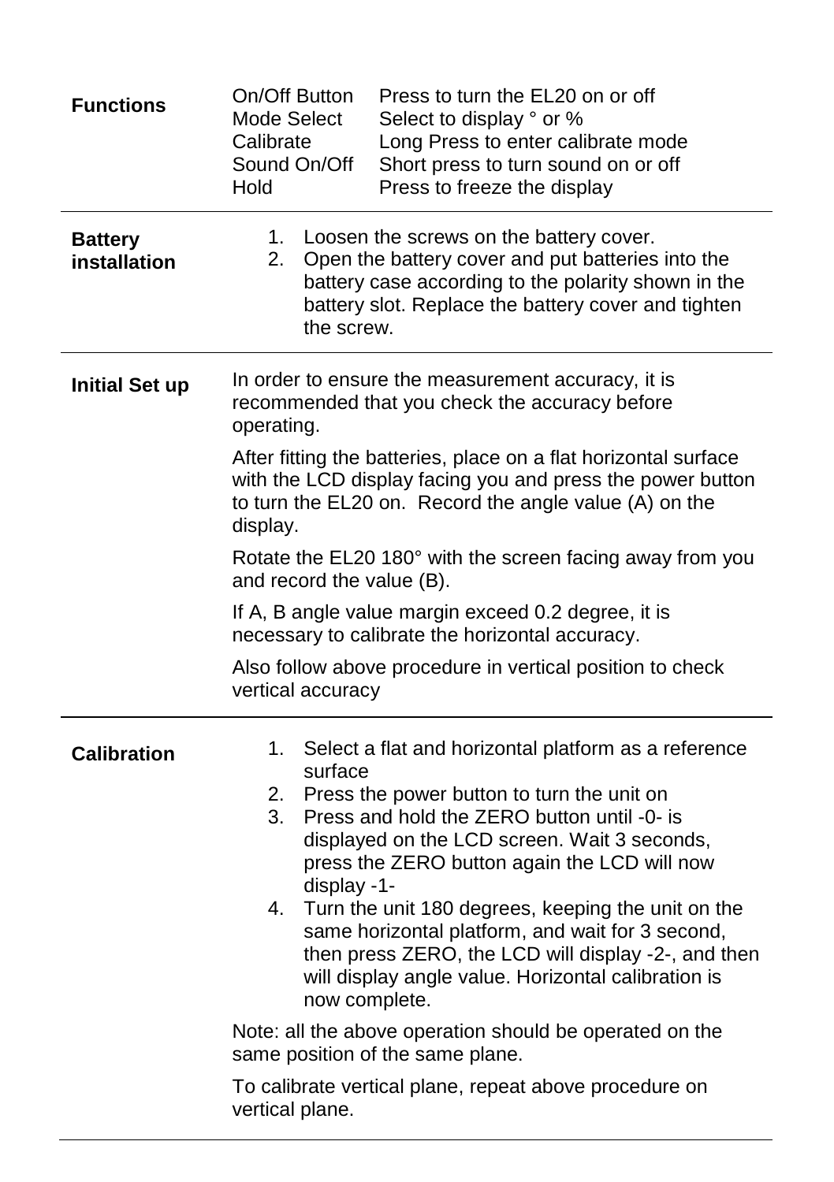| | | |
|---|---|---|
| **Functions** | On/Off Button | Press to turn the EL20 on or off |
| | Mode Select | Select to display ° or % |
| | Calibrate | Long Press to enter calibrate mode |
| | Sound On/Off | Short press to turn sound on or off |
| | Hold | Press to freeze the display |

**Battery installation**

1. Loosen the screws on the battery cover.
2. Open the battery cover and put batteries into the battery case according to the polarity shown in the battery slot. Replace the battery cover and tighten the screw.

**Initial Set up**

In order to ensure the measurement accuracy, it is recommended that you check the accuracy before operating.

After fitting the batteries, place on a flat horizontal surface with the LCD display facing you and press the power button to turn the EL20 on. Record the angle value (A) on the display.

Rotate the EL20 180° with the screen facing away from you and record the value (B).

If A, B angle value margin exceed 0.2 degree, it is necessary to calibrate the horizontal accuracy.

Also follow above procedure in vertical position to check vertical accuracy

**Calibration**

1. Select a flat and horizontal platform as a reference surface
2. Press the power button to turn the unit on
3. Press and hold the ZERO button until -0- is displayed on the LCD screen. Wait 3 seconds, press the ZERO button again the LCD will now display -1-
4. Turn the unit 180 degrees, keeping the unit on the same horizontal platform, and wait for 3 second, then press ZERO, the LCD will display -2-, and then will display angle value. Horizontal calibration is now complete.

Note: all the above operation should be operated on the same position of the same plane.

To calibrate vertical plane, repeat above procedure on vertical plane.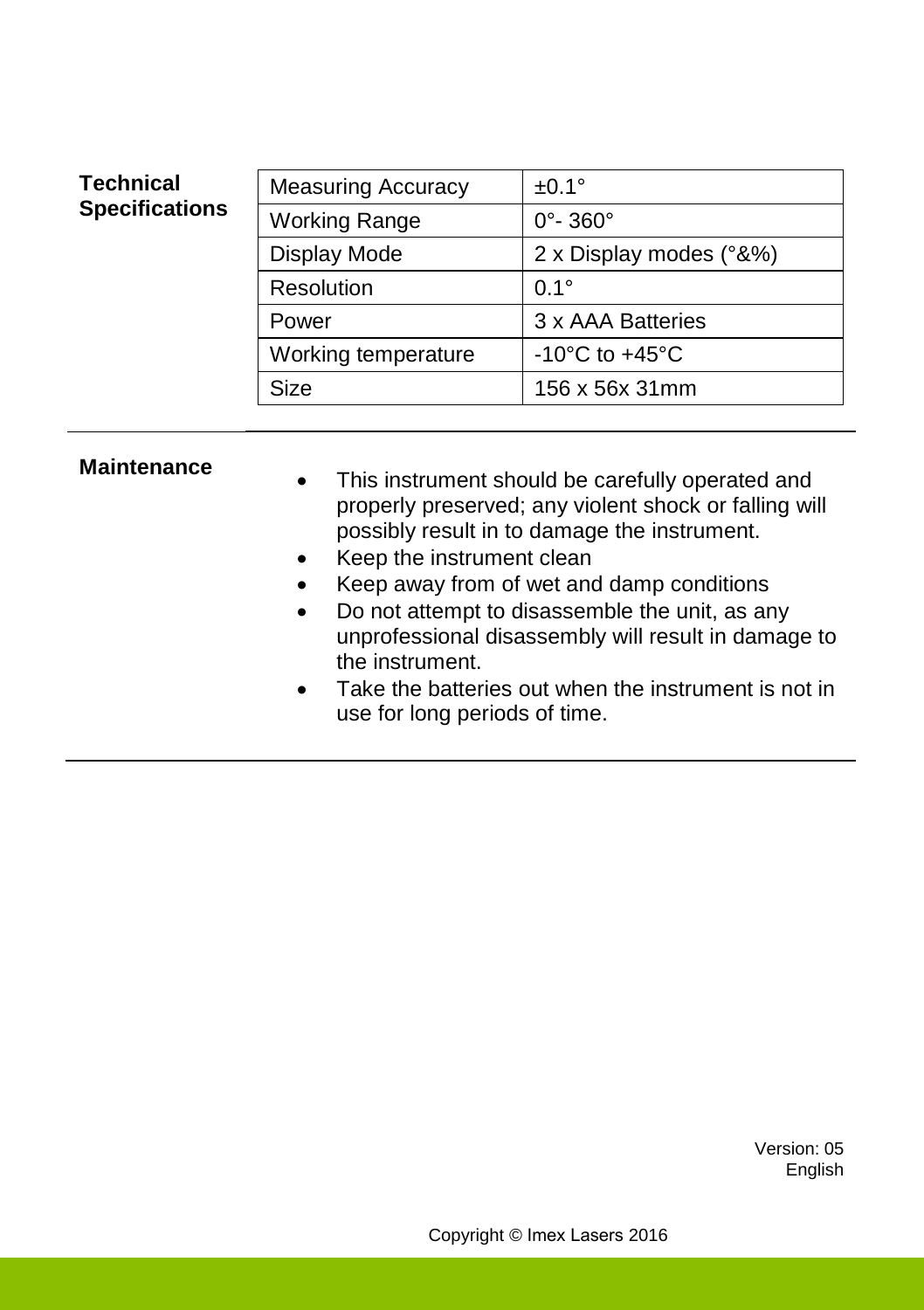## Technical Specifications

| | |
|---|---|
| Measuring Accuracy | ±0.1° |
| Working Range | 0°- 360° |
| Display Mode | 2 x Display modes (°&%) |
| Resolution | 0.1° |
| Power | 3 x AAA Batteries |
| Working temperature | -10°C to +45°C |
| Size | 156 x 56x 31mm |

## Maintenance

- This instrument should be carefully operated and properly preserved; any violent shock or falling will possibly result in to damage the instrument.
- Keep the instrument clean
- Keep away from of wet and damp conditions
- Do not attempt to disassemble the unit, as any unprofessional disassembly will result in damage to the instrument.
- Take the batteries out when the instrument is not in use for long periods of time.

Version: 05
English

Copyright © Imex Lasers 2016